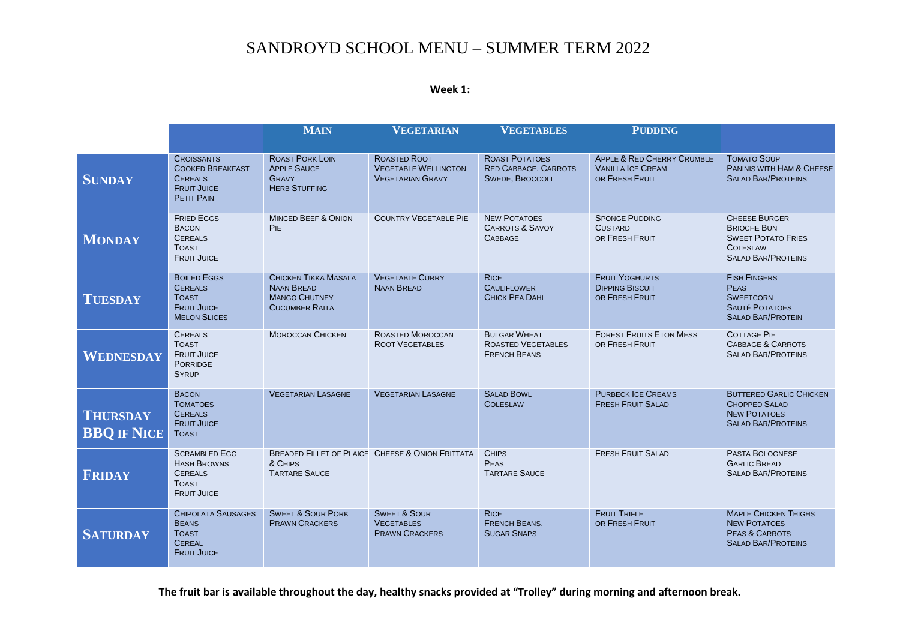# SANDROYD SCHOOL MENU – SUMMER TERM 2022

**Week 1:**

| | | MAIN | VEGETARIAN | VEGETABLES | PUDDING | |
|---|---|---|---|---|---|---|
| **SUNDAY** | Croissants<br>Cooked Breakfast<br>Cereals<br>Fruit Juice<br>Petit Pain | Roast Pork Loin<br>Apple Sauce<br>Gravy<br>Herb Stuffing | Roasted Root Vegetable Wellington<br>Vegetarian Gravy | Roast Potatoes<br>Red Cabbage, Carrots<br>Swede, Broccoli | Apple & Red Cherry Crumble<br>Vanilla Ice Cream<br>or Fresh Fruit | Tomato Soup<br>Paninis with Ham & Cheese<br>Salad Bar/Proteins |
| **MONDAY** | Fried Eggs<br>Bacon<br>Cereals<br>Toast<br>Fruit Juice | Minced Beef & Onion Pie | Country Vegetable Pie | New Potatoes<br>Carrots & Savoy Cabbage | Sponge Pudding<br>Custard<br>or Fresh Fruit | Cheese Burger<br>Brioche Bun<br>Sweet Potato Fries<br>Coleslaw<br>Salad Bar/Proteins |
| **TUESDAY** | Boiled Eggs<br>Cereals<br>Toast<br>Fruit Juice<br>Melon Slices | Chicken Tikka Masala<br>Naan Bread<br>Mango Chutney<br>Cucumber Raita | Vegetable Curry<br>Naan Bread | Rice<br>Cauliflower<br>Chick Pea Dahl | Fruit Yoghurts<br>Dipping Biscuit<br>or Fresh Fruit | Fish Fingers<br>Peas<br>Sweetcorn<br>Sauté Potatoes<br>Salad Bar/Protein |
| **WEDNESDAY** | Cereals<br>Toast<br>Fruit Juice<br>Porridge<br>Syrup | Moroccan Chicken | Roasted Moroccan Root Vegetables | Bulgar Wheat<br>Roasted Vegetables<br>French Beans | Forest Fruits Eton Mess<br>or Fresh Fruit | Cottage Pie<br>Cabbage & Carrots<br>Salad Bar/Proteins |
| **THURSDAY BBQ IF NICE** | Bacon<br>Tomatoes<br>Cereals<br>Fruit Juice<br>Toast | Vegetarian Lasagne | Vegetarian Lasagne | Salad Bowl<br>Coleslaw | Purbeck Ice Creams<br>Fresh Fruit Salad | Buttered Garlic Chicken<br>Chopped Salad<br>New Potatoes<br>Salad Bar/Proteins |
| **FRIDAY** | Scrambled Egg<br>Hash Browns<br>Cereals<br>Toast<br>Fruit Juice | Breaded Fillet of Plaice & Chips<br>Tartare Sauce | Cheese & Onion Frittata | Chips<br>Peas<br>Tartare Sauce | Fresh Fruit Salad | Pasta Bolognese<br>Garlic Bread<br>Salad Bar/Proteins |
| **SATURDAY** | Chipolata Sausages<br>Beans<br>Toast<br>Cereal<br>Fruit Juice | Sweet & Sour Pork<br>Prawn Crackers | Sweet & Sour Vegetables<br>Prawn Crackers | Rice<br>French Beans,<br>Sugar Snaps | Fruit Trifle<br>or Fresh Fruit | Maple Chicken Thighs<br>New Potatoes<br>Peas & Carrots<br>Salad Bar/Proteins |

**The fruit bar is available throughout the day, healthy snacks provided at "Trolley" during morning and afternoon break.**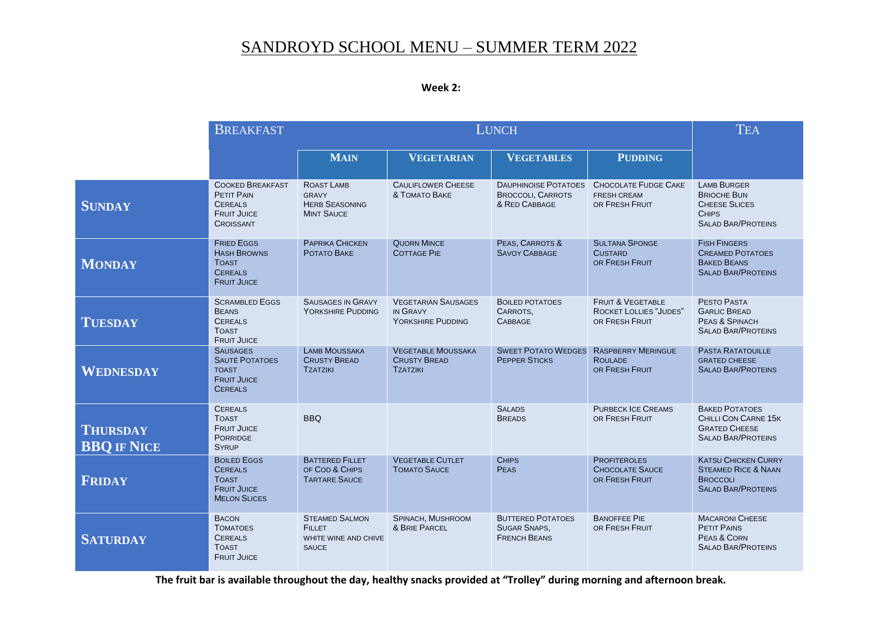# SANDROYD SCHOOL MENU – SUMMER TERM 2022

**Week 2:**

| | Breakfast | Lunch | | | | Tea |
|---|---|---|---|---|---|---|
| | | **Main** | **Vegetarian** | **Vegetables** | **Pudding** | |
| **Sunday** | Cooked Breakfast<br>Petit Pain<br>Cereals<br>Fruit Juice<br>Croissant | Roast Lamb<br>Gravy<br>Herb Seasoning<br>Mint Sauce | Cauliflower Cheese & Tomato Bake | Dauphinoise Potatoes<br>Broccoli, Carrots & Red Cabbage | Chocolate Fudge Cake<br>Fresh Cream<br>or Fresh Fruit | Lamb Burger<br>Brioche Bun<br>Cheese Slices<br>Chips<br>Salad Bar/Proteins |
| **Monday** | Fried Eggs<br>Hash Browns<br>Toast<br>Cereals<br>Fruit Juice | Paprika Chicken<br>Potato Bake | Quorn Mince<br>Cottage Pie | Peas, Carrots & Savoy Cabbage | Sultana Sponge<br>Custard<br>or Fresh Fruit | Fish Fingers<br>Creamed Potatoes<br>Baked Beans<br>Salad Bar/Proteins |
| **Tuesday** | Scrambled Eggs<br>Beans<br>Cereals<br>Toast<br>Fruit Juice | Sausages in Gravy<br>Yorkshire Pudding | Vegetarian Sausages in Gravy<br>Yorkshire Pudding | Boiled Potatoes<br>Carrots,<br>Cabbage | Fruit & Vegetable Rocket Lollies "Judes"<br>or Fresh Fruit | Pesto Pasta<br>Garlic Bread<br>Peas & Spinach<br>Salad Bar/Proteins |
| **Wednesday** | Sausages<br>Sauté Potatoes<br>Toast<br>Fruit Juice<br>Cereals | Lamb Moussaka<br>Crusty Bread<br>Tzatziki | Vegetable Moussaka<br>Crusty Bread<br>Tzatziki | Sweet Potato Wedges<br>Pepper Sticks | Raspberry Meringue Roulade<br>or Fresh Fruit | Pasta Ratatouille<br>Grated Cheese<br>Salad Bar/Proteins |
| **Thursday BBQ if Nice** | Cereals<br>Toast<br>Fruit Juice<br>Porridge<br>Syrup | BBQ | | Salads<br>Breads | Purbeck Ice Creams<br>or Fresh Fruit | Baked Potatoes<br>Chilli Con Carne 15k<br>Grated Cheese<br>Salad Bar/Proteins |
| **Friday** | Boiled Eggs<br>Cereals<br>Toast<br>Fruit Juice<br>Melon Slices | Battered Fillet of Cod & Chips<br>Tartare Sauce | Vegetable Cutlet<br>Tomato Sauce | Chips<br>Peas | Profiteroles<br>Chocolate Sauce<br>or Fresh Fruit | Katsu Chicken Curry<br>Steamed Rice & Naan<br>Broccoli<br>Salad Bar/Proteins |
| **Saturday** | Bacon<br>Tomatoes<br>Cereals<br>Toast<br>Fruit Juice | Steamed Salmon Fillet<br>White Wine and Chive Sauce | Spinach, Mushroom & Brie Parcel | Buttered Potatoes<br>Sugar Snaps,<br>French Beans | Banoffee Pie<br>or Fresh Fruit | Macaroni Cheese<br>Petit Pains<br>Peas & Corn<br>Salad Bar/Proteins |

**The fruit bar is available throughout the day, healthy snacks provided at "Trolley" during morning and afternoon break.**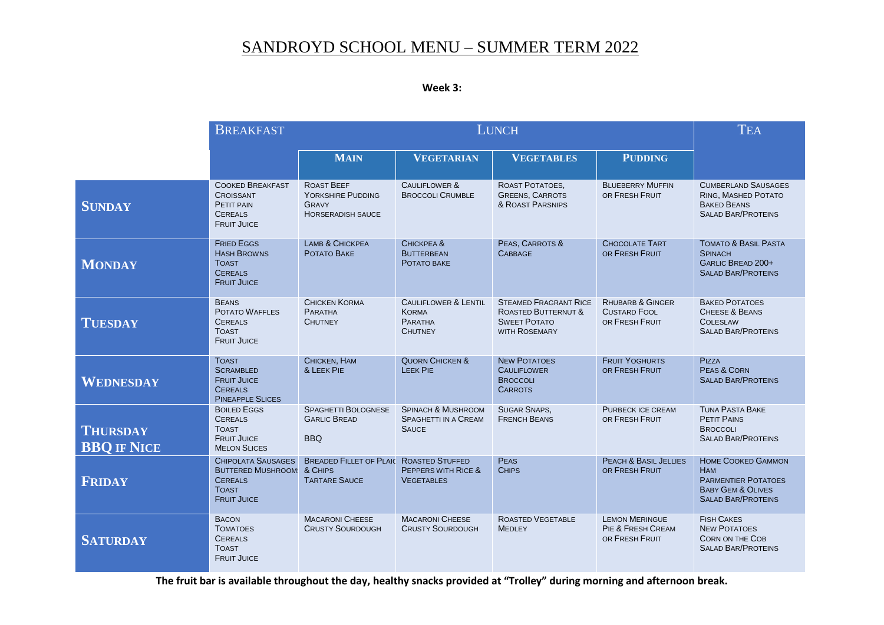# SANDROYD SCHOOL MENU – SUMMER TERM 2022

**Week 3:**

| | Breakfast | Lunch | | | | Tea |
|---|---|---|---|---|---|---|
| | | **Main** | **Vegetarian** | **Vegetables** | **Pudding** | |
| **Sunday** | Cooked Breakfast<br>Croissant<br>Petit pain<br>Cereals<br>Fruit Juice | Roast Beef<br>Yorkshire Pudding<br>Gravy<br>Horseradish sauce | Cauliflower & Broccoli Crumble | Roast Potatoes, Greens, Carrots & Roast Parsnips | Blueberry Muffin or Fresh Fruit | Cumberland Sausages Ring, Mashed Potato<br>Baked Beans<br>Salad Bar/Proteins |
| **Monday** | Fried Eggs<br>Hash Browns<br>Toast<br>Cereals<br>Fruit Juice | Lamb & Chickpea Potato Bake | Chickpea & Butterbean Potato bake | Peas, Carrots & Cabbage | Chocolate Tart or Fresh Fruit | Tomato & Basil Pasta<br>Spinach<br>Garlic Bread 200+<br>Salad Bar/Proteins |
| **Tuesday** | Beans<br>Potato Waffles<br>Cereals<br>Toast<br>Fruit Juice | Chicken Korma<br>Paratha<br>Chutney | Cauliflower & Lentil Korma<br>Paratha<br>Chutney | Steamed Fragrant Rice<br>Roasted Butternut & Sweet Potato with Rosemary | Rhubarb & Ginger Custard Fool or Fresh Fruit | Baked Potatoes<br>Cheese & Beans<br>Coleslaw<br>Salad Bar/Proteins |
| **Wednesday** | Toast<br>Scrambled<br>Fruit Juice<br>Cereals<br>Pineapple Slices | Chicken, Ham & Leek Pie | Quorn Chicken & Leek Pie | New Potatoes<br>Cauliflower<br>Broccoli<br>Carrots | Fruit Yoghurts or Fresh Fruit | Pizza<br>Peas & Corn<br>Salad Bar/Proteins |
| **Thursday BBQ if Nice** | Boiled Eggs<br>Cereals<br>Toast<br>Fruit Juice<br>Melon Slices | Spaghetti Bolognese<br>Garlic Bread<br><br>BBQ | Spinach & Mushroom Spaghetti in a Cream Sauce | Sugar Snaps, French Beans | Purbeck ice cream or Fresh Fruit | Tuna Pasta Bake<br>Petit Pains<br>Broccoli<br>Salad Bar/Proteins |
| **Friday** | Chipolata Sausages<br>Buttered Mushrooms<br>Cereals<br>Toast<br>Fruit Juice | Breaded Fillet of Plaice & Chips<br>Tartare Sauce | Roasted Stuffed Peppers with Rice & Vegetables | Peas<br>Chips | Peach & Basil Jellies or Fresh Fruit | Home Cooked Gammon Ham<br>Parmentier Potatoes<br>Baby Gem & Olives<br>Salad Bar/Proteins |
| **Saturday** | Bacon<br>Tomatoes<br>Cereals<br>Toast<br>Fruit Juice | Macaroni Cheese<br>Crusty Sourdough | Macaroni Cheese<br>Crusty Sourdough | Roasted Vegetable Medley | Lemon Meringue Pie & Fresh Cream or Fresh Fruit | Fish Cakes<br>New Potatoes<br>Corn on the Cob<br>Salad Bar/Proteins |

**The fruit bar is available throughout the day, healthy snacks provided at "Trolley" during morning and afternoon break.**